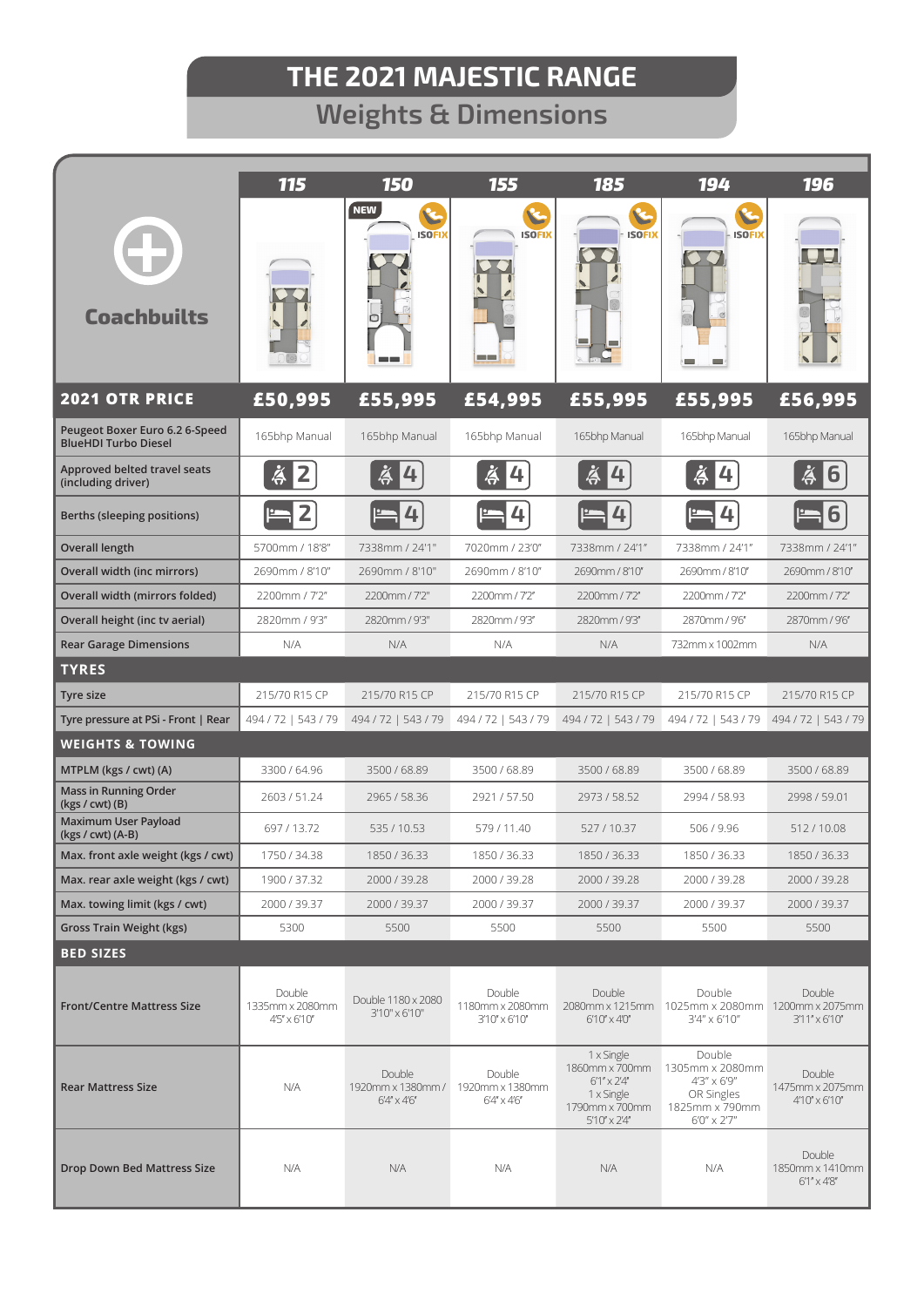# THE 2021 MAJESTIC RANGE

## Weights & Dimensions

| Coachbuilts | 115 | 150 | 155 | 185 | 194 | 196 |
|---|---|---|---|---|---|---|
| | | NEW ISOFIX | ISOFIX | ISOFIX | ISOFIX | |
| **2021 OTR PRICE** | **£50,995** | **£55,995** | **£54,995** | **£55,995** | **£55,995** | **£56,995** |
| Peugeot Boxer Euro 6.2 6-Speed BlueHDI Turbo Diesel | 165bhp Manual | 165bhp Manual | 165bhp Manual | 165bhp Manual | 165bhp Manual | 165bhp Manual |
| Approved belted travel seats (including driver) | 2 | 4 | 4 | 4 | 4 | 6 |
| Berths (sleeping positions) | 2 | 4 | 4 | 4 | 4 | 6 |
| Overall length | 5700mm / 18'8" | 7338mm / 24'1" | 7020mm / 23'0" | 7338mm / 24'1" | 7338mm / 24'1" | 7338mm / 24'1" |
| Overall width (inc mirrors) | 2690mm / 8'10" | 2690mm / 8'10" | 2690mm / 8'10" | 2690mm / 8'10" | 2690mm / 8'10" | 2690mm / 8'10" |
| Overall width (mirrors folded) | 2200mm / 7'2" | 2200mm / 7'2" | 2200mm / 7'2" | 2200mm / 7'2" | 2200mm / 7'2" | 2200mm / 7'2" |
| Overall height (inc tv aerial) | 2820mm / 9'3" | 2820mm / 9'3" | 2820mm / 9'3" | 2820mm / 9'3" | 2870mm / 9'6" | 2870mm / 9'6" |
| Rear Garage Dimensions | N/A | N/A | N/A | N/A | 732mm x 1002mm | N/A |
| **TYRES** | | | | | | |
| Tyre size | 215/70 R15 CP | 215/70 R15 CP | 215/70 R15 CP | 215/70 R15 CP | 215/70 R15 CP | 215/70 R15 CP |
| Tyre pressure at PSi - Front \| Rear | 494 / 72 \| 543 / 79 | 494 / 72 \| 543 / 79 | 494 / 72 \| 543 / 79 | 494 / 72 \| 543 / 79 | 494 / 72 \| 543 / 79 | 494 / 72 \| 543 / 79 |
| **WEIGHTS & TOWING** | | | | | | |
| MTPLM (kgs / cwt) (A) | 3300 / 64.96 | 3500 / 68.89 | 3500 / 68.89 | 3500 / 68.89 | 3500 / 68.89 | 3500 / 68.89 |
| Mass in Running Order (kgs / cwt) (B) | 2603 / 51.24 | 2965 / 58.36 | 2921 / 57.50 | 2973 / 58.52 | 2994 / 58.93 | 2998 / 59.01 |
| Maximum User Payload (kgs / cwt) (A-B) | 697 / 13.72 | 535 / 10.53 | 579 / 11.40 | 527 / 10.37 | 506 / 9.96 | 512 / 10.08 |
| Max. front axle weight (kgs / cwt) | 1750 / 34.38 | 1850 / 36.33 | 1850 / 36.33 | 1850 / 36.33 | 1850 / 36.33 | 1850 / 36.33 |
| Max. rear axle weight (kgs / cwt) | 1900 / 37.32 | 2000 / 39.28 | 2000 / 39.28 | 2000 / 39.28 | 2000 / 39.28 | 2000 / 39.28 |
| Max. towing limit (kgs / cwt) | 2000 / 39.37 | 2000 / 39.37 | 2000 / 39.37 | 2000 / 39.37 | 2000 / 39.37 | 2000 / 39.37 |
| Gross Train Weight (kgs) | 5300 | 5500 | 5500 | 5500 | 5500 | 5500 |
| **BED SIZES** | | | | | | |
| Front/Centre Mattress Size | Double 1335mm x 2080mm 4'5" x 6'10" | Double 1180 x 2080 3'10" x 6'10" | Double 1180mm x 2080mm 3'10" x 6'10" | Double 2080mm x 1215mm 6'10" x 4'0" | Double 1025mm x 2080mm 3'4" x 6'10" | Double 1200mm x 2075mm 3'11" x 6'10" |
| Rear Mattress Size | N/A | Double 1920mm x 1380mm / 6'4" x 4'6" | Double 1920mm x 1380mm 6'4" x 4'6" | 1 x Single 1860mm x 700mm 6'1" x 2'4" 1 x Single 1790mm x 700mm 5'10" x 2'4" | Double 1305mm x 2080mm 4'3" x 6'9" OR Singles 1825mm x 790mm 6'0" x 2'7" | Double 1475mm x 2075mm 4'10" x 6'10" |
| Drop Down Bed Mattress Size | N/A | N/A | N/A | N/A | N/A | Double 1850mm x 1410mm 6'1" x 4'8" |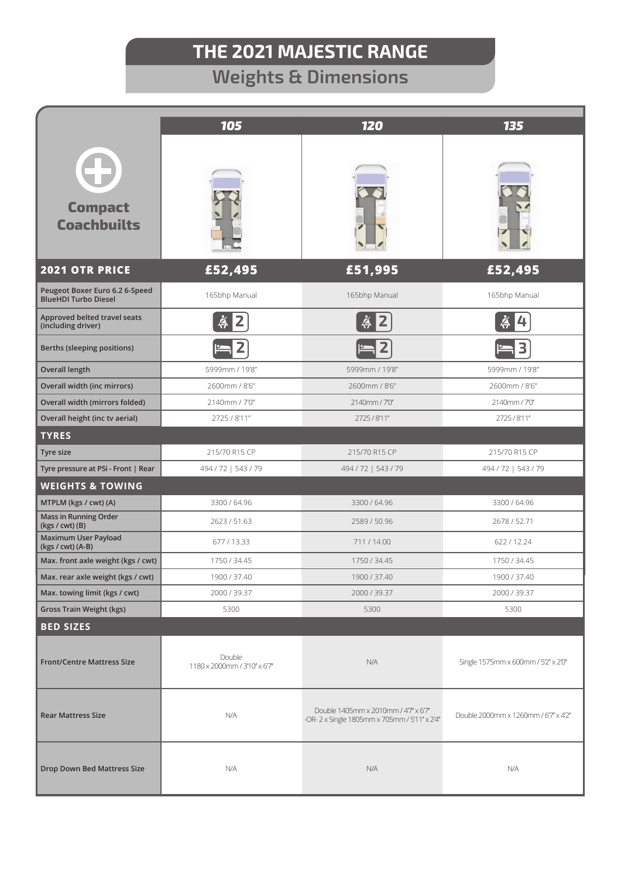# THE 2021 MAJESTIC RANGE

## Weights & Dimensions

| Compact Coachbuilts | 105 | 120 | 135 |
|---|---|---|---|
| **2021 OTR PRICE** | **£52,495** | **£51,995** | **£52,495** |
| Peugeot Boxer Euro 6.2 6-Speed BlueHDI Turbo Diesel | 165bhp Manual | 165bhp Manual | 165bhp Manual |
| Approved belted travel seats (including driver) | 2 | 2 | 4 |
| Berths (sleeping positions) | 2 | 2 | 3 |
| Overall length | 5999mm / 19'8" | 5999mm / 19'8" | 5999mm / 19'8" |
| Overall width (inc mirrors) | 2600mm / 8'6" | 2600mm / 8'6" | 2600mm / 8'6" |
| Overall width (mirrors folded) | 2140mm / 7'0" | 2140mm / 7'0" | 2140mm / 7'0" |
| Overall height (inc tv aerial) | 2725 / 8'11" | 2725 / 8'11" | 2725 / 8'11" |
| **TYRES** | | | |
| Tyre size | 215/70 R15 CP | 215/70 R15 CP | 215/70 R15 CP |
| Tyre pressure at PSi - Front \| Rear | 494 / 72 \| 543 / 79 | 494 / 72 \| 543 / 79 | 494 / 72 \| 543 / 79 |
| **WEIGHTS & TOWING** | | | |
| MTPLM (kgs / cwt) (A) | 3300 / 64.96 | 3300 / 64.96 | 3300 / 64.96 |
| Mass in Running Order (kgs / cwt) (B) | 2623 / 51.63 | 2589 / 50.96 | 2678 / 52.71 |
| Maximum User Payload (kgs / cwt) (A-B) | 677 / 13.33 | 711 / 14.00 | 622 / 12.24 |
| Max. front axle weight (kgs / cwt) | 1750 / 34.45 | 1750 / 34.45 | 1750 / 34.45 |
| Max. rear axle weight (kgs / cwt) | 1900 / 37.40 | 1900 / 37.40 | 1900 / 37.40 |
| Max. towing limit (kgs / cwt) | 2000 / 39.37 | 2000 / 39.37 | 2000 / 39.37 |
| Gross Train Weight (kgs) | 5300 | 5300 | 5300 |
| **BED SIZES** | | | |
| Front/Centre Mattress Size | Double 1180 x 2000mm / 3'10" x 6'7" | N/A | Single 1575mm x 600mm / 5'2" x 2'0" |
| Rear Mattress Size | N/A | Double 1405mm x 2010mm / 4'7" x 6'7" -OR- 2 x Single 1805mm x 705mm / 5'11" x 2'4" | Double 2000mm x 1260mm / 6'7" x 4'2" |
| Drop Down Bed Mattress Size | N/A | N/A | N/A |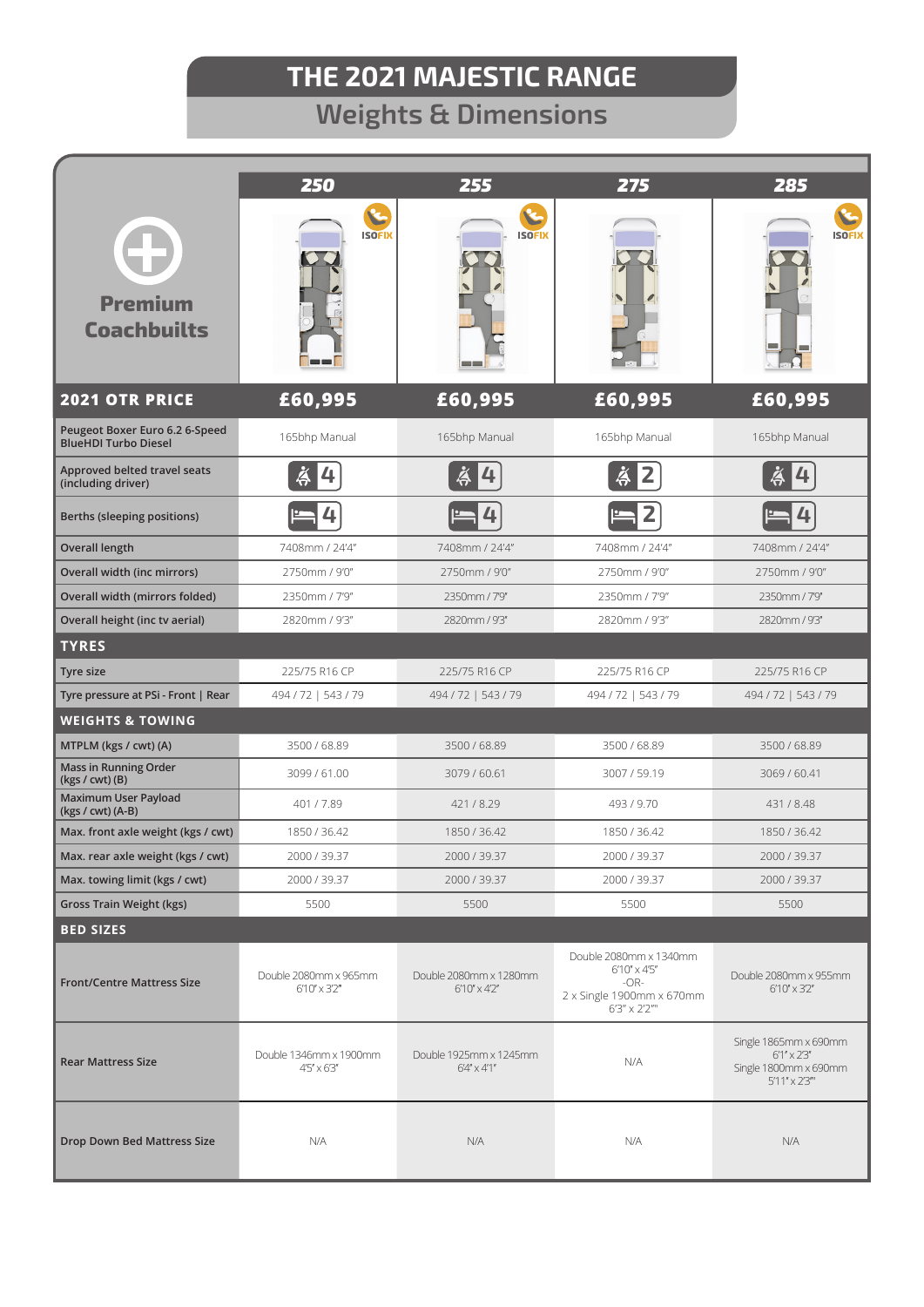# THE 2021 MAJESTIC RANGE

## Weights & Dimensions

| Premium Coachbuilts | 250 | 255 | 275 | 285 |
|---|---|---|---|---|
| | ISOFIX | ISOFIX | | ISOFIX |
| **2021 OTR PRICE** | **£60,995** | **£60,995** | **£60,995** | **£60,995** |
| Peugeot Boxer Euro 6.2 6-Speed BlueHDI Turbo Diesel | 165bhp Manual | 165bhp Manual | 165bhp Manual | 165bhp Manual |
| Approved belted travel seats (including driver) | 4 | 4 | 2 | 4 |
| Berths (sleeping positions) | 4 | 4 | 2 | 4 |
| Overall length | 7408mm / 24'4" | 7408mm / 24'4" | 7408mm / 24'4" | 7408mm / 24'4" |
| Overall width (inc mirrors) | 2750mm / 9'0" | 2750mm / 9'0" | 2750mm / 9'0" | 2750mm / 9'0" |
| Overall width (mirrors folded) | 2350mm / 7'9" | 2350mm / 7'9" | 2350mm / 7'9" | 2350mm / 7'9" |
| Overall height (inc tv aerial) | 2820mm / 9'3" | 2820mm / 9'3" | 2820mm / 9'3" | 2820mm / 9'3" |
| **TYRES** | | | | |
| Tyre size | 225/75 R16 CP | 225/75 R16 CP | 225/75 R16 CP | 225/75 R16 CP |
| Tyre pressure at PSi - Front \| Rear | 494 / 72 \| 543 / 79 | 494 / 72 \| 543 / 79 | 494 / 72 \| 543 / 79 | 494 / 72 \| 543 / 79 |
| **WEIGHTS & TOWING** | | | | |
| MTPLM (kgs / cwt) (A) | 3500 / 68.89 | 3500 / 68.89 | 3500 / 68.89 | 3500 / 68.89 |
| Mass in Running Order (kgs / cwt) (B) | 3099 / 61.00 | 3079 / 60.61 | 3007 / 59.19 | 3069 / 60.41 |
| Maximum User Payload (kgs / cwt) (A-B) | 401 / 7.89 | 421 / 8.29 | 493 / 9.70 | 431 / 8.48 |
| Max. front axle weight (kgs / cwt) | 1850 / 36.42 | 1850 / 36.42 | 1850 / 36.42 | 1850 / 36.42 |
| Max. rear axle weight (kgs / cwt) | 2000 / 39.37 | 2000 / 39.37 | 2000 / 39.37 | 2000 / 39.37 |
| Max. towing limit (kgs / cwt) | 2000 / 39.37 | 2000 / 39.37 | 2000 / 39.37 | 2000 / 39.37 |
| Gross Train Weight (kgs) | 5500 | 5500 | 5500 | 5500 |
| **BED SIZES** | | | | |
| Front/Centre Mattress Size | Double 2080mm x 965mm 6'10" x 3'2" | Double 2080mm x 1280mm 6'10" x 4'2" | Double 2080mm x 1340mm 6'10" x 4'5" -OR- 2 x Single 1900mm x 670mm 6'3" x 2'2" | Double 2080mm x 955mm 6'10" x 3'2" |
| Rear Mattress Size | Double 1346mm x 1900mm 4'5" x 6'3" | Double 1925mm x 1245mm 6'4" x 4'1" | N/A | Single 1865mm x 690mm 6'1" x 2'3" Single 1800mm x 690mm 5'11" x 2'3" |
| Drop Down Bed Mattress Size | N/A | N/A | N/A | N/A |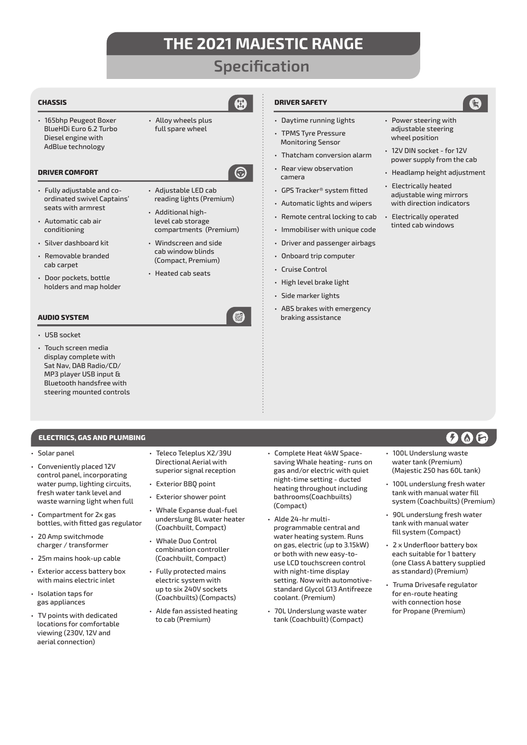# THE 2021 MAJESTIC RANGE

## Specification

### CHASSIS

- 165bhp Peugeot Boxer BlueHDi Euro 6.2 Turbo Diesel engine with AdBlue technology
- Alloy wheels plus full spare wheel

### DRIVER COMFORT

- Fully adjustable and co-ordinated swivel Captains' seats with armrest
- Automatic cab air conditioning
- Silver dashboard kit
- Removable branded cab carpet
- Door pockets, bottle holders and map holder
- Adjustable LED cab reading lights (Premium)
- Additional high-level cab storage compartments (Premium)
- Windscreen and side cab window blinds (Compact, Premium)
- Heated cab seats

### AUDIO SYSTEM

- USB socket
- Touch screen media display complete with Sat Nav, DAB Radio/CD/MP3 player USB input & Bluetooth handsfree with steering mounted controls

### DRIVER SAFETY

- Daytime running lights
- TPMS Tyre Pressure Monitoring Sensor
- Thatcham conversion alarm
- Rear view observation camera
- GPS Tracker® system fitted
- Automatic lights and wipers
- Remote central locking to cab
- Immobiliser with unique code
- Driver and passenger airbags
- Onboard trip computer
- Cruise Control
- High level brake light
- Side marker lights
- ABS brakes with emergency braking assistance
- Power steering with adjustable steering wheel position
- 12V DIN socket - for 12V power supply from the cab
- Headlamp height adjustment
- Electrically heated adjustable wing mirrors with direction indicators
- Electrically operated tinted cab windows

### ELECTRICS, GAS AND PLUMBING

- Solar panel
- Conveniently placed 12V control panel, incorporating water pump, lighting circuits, fresh water tank level and waste warning light when full
- Compartment for 2x gas bottles, with fitted gas regulator
- 20 Amp switchmode charger / transformer
- 25m mains hook-up cable
- Exterior access battery box with mains electric inlet
- Isolation taps for gas appliances
- TV points with dedicated locations for comfortable viewing (230V, 12V and aerial connection)
- Teleco Teleplus X2/39U Directional Aerial with superior signal reception
- Exterior BBQ point
- Exterior shower point
- Whale Expanse dual-fuel underslung 8L water heater (Coachbuilt, Compact)
- Whale Duo Control combination controller (Coachbuilt, Compact)
- Fully protected mains electric system with up to six 240V sockets (Coachbuilts) (Compacts)
- Alde fan assisted heating to cab (Premium)
- Complete Heat 4kW Space-saving Whale heating- runs on gas and/or electric with quiet night-time setting - ducted heating throughout including bathrooms(Coachbuilts) (Compact)
- Alde 24-hr multi-programmable central and water heating system. Runs on gas, electric (up to 3.15kW) or both with new easy-to-use LCD touchscreen control with night-time display setting. Now with automotive-standard Glycol G13 Antifreeze coolant. (Premium)
- 70L Underslung waste water tank (Coachbuilt) (Compact)
- 100L Underslung waste water tank (Premium) (Majestic 250 has 60L tank)
- 100L underslung fresh water tank with manual water fill system (Coachbuilts) (Premium)
- 90L underslung fresh water tank with manual water fill system (Compact)
- 2 x Underfloor battery box each suitable for 1 battery (one Class A battery supplied as standard) (Premium)
- Truma Drivesafe regulator for en-route heating with connection hose for Propane (Premium)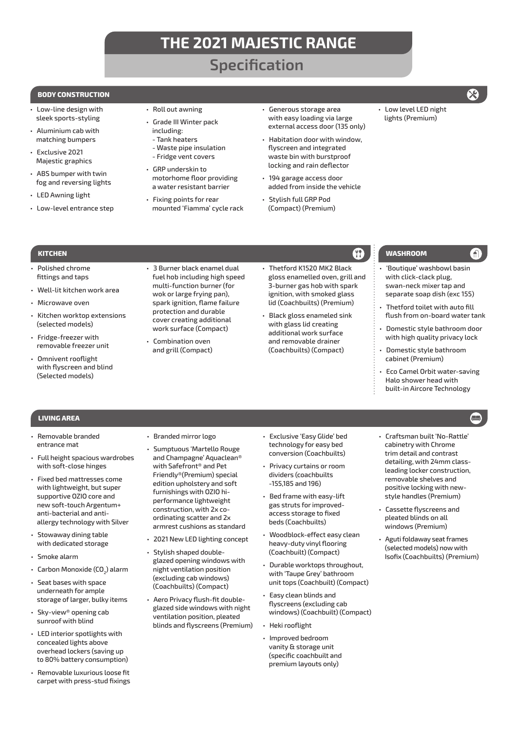# THE 2021 MAJESTIC RANGE

## Specification

### BODY CONSTRUCTION

- Low-line design with sleek sports-styling
- Aluminium cab with matching bumpers
- Exclusive 2021 Majestic graphics
- ABS bumper with twin fog and reversing lights
- LED Awning light
- Low-level entrance step
- Roll out awning
- Grade III Winter pack including:
  - Tank heaters
  - Waste pipe insulation
  - Fridge vent covers
- GRP underskin to motorhome floor providing a water resistant barrier
- Fixing points for rear mounted 'Fiamma' cycle rack
- Generous storage area with easy loading via large external access door (135 only)
- Habitation door with window, flyscreen and integrated waste bin with burstproof locking and rain deflector
- 194 garage access door added from inside the vehicle
- Stylish full GRP Pod (Compact) (Premium)
- Low level LED night lights (Premium)

### KITCHEN

- Polished chrome fittings and taps
- Well-lit kitchen work area
- Microwave oven
- Kitchen worktop extensions (selected models)
- Fridge-freezer with removable freezer unit
- Omnivent rooflight with flyscreen and blind (Selected models)
- 3 Burner black enamel dual fuel hob including high speed multi-function burner (for wok or large frying pan), spark ignition, flame failure protection and durable cover creating additional work surface (Compact)
- Combination oven and grill (Compact)
- Thetford K1520 MK2 Black gloss enamelled oven, grill and 3-burner gas hob with spark ignition, with smoked glass lid (Coachbuilts) (Premium)
- Black gloss enameled sink with glass lid creating additional work surface and removable drainer (Coachbuilts) (Compact)

### WASHROOM

- 'Boutique' washbowl basin with click-clack plug, swan-neck mixer tap and separate soap dish (exc 155)
- Thetford toilet with auto fill flush from on-board water tank
- Domestic style bathroom door with high quality privacy lock
- Domestic style bathroom cabinet (Premium)
- Eco Camel Orbit water-saving Halo shower head with built-in Aircore Technology

### LIVING AREA

- Removable branded entrance mat
- Full height spacious wardrobes with soft-close hinges
- Fixed bed mattresses come with lightweight, but super supportive OZIO core and new soft-touch Argentum+ anti-bacterial and anti-allergy technology with Silver
- Stowaway dining table with dedicated storage
- Smoke alarm
- Carbon Monoxide ($CO_2$) alarm
- Seat bases with space underneath for ample storage of larger, bulky items
- Sky-view® opening cab sunroof with blind
- LED interior spotlights with concealed lights above overhead lockers (saving up to 80% battery consumption)
- Removable luxurious loose fit carpet with press-stud fixings
- Branded mirror logo
- Sumptuous 'Martello Rouge and Champagne' Aquaclean® with Safefront® and Pet Friendly®(Premium) special edition upholstery and soft furnishings with OZIO hi-performance lightweight construction, with 2x co-ordinating scatter and 2x armrest cushions as standard
- 2021 New LED lighting concept
- Stylish shaped double-glazed opening windows with night ventilation position (excluding cab windows) (Coachbuilts) (Compact)
- Aero Privacy flush-fit double-glazed side windows with night ventilation position, pleated blinds and flyscreens (Premium)
- Exclusive 'Easy Glide' bed technology for easy bed conversion (Coachbuilts)
- Privacy curtains or room dividers (coachbuilts -155,185 and 196)
- Bed frame with easy-lift gas struts for improved-access storage to fixed beds (Coachbuilts)
- Woodblock-effect easy clean heavy-duty vinyl flooring (Coachbuilt) (Compact)
- Durable worktops throughout, with 'Taupe Grey' bathroom unit tops (Coachbuilt) (Compact)
- Easy clean blinds and flyscreens (excluding cab windows) (Coachbuilt) (Compact)
- Heki rooflight
- Improved bedroom vanity & storage unit (specific coachbuilt and premium layouts only)
- Craftsman built 'No-Rattle' cabinetry with Chrome trim detail and contrast detailing, with 24mm class-leading locker construction, removable shelves and positive locking with new-style handles (Premium)
- Cassette flyscreens and pleated blinds on all windows (Premium)
- Aguti foldaway seat frames (selected models) now with Isofix (Coachbuilts) (Premium)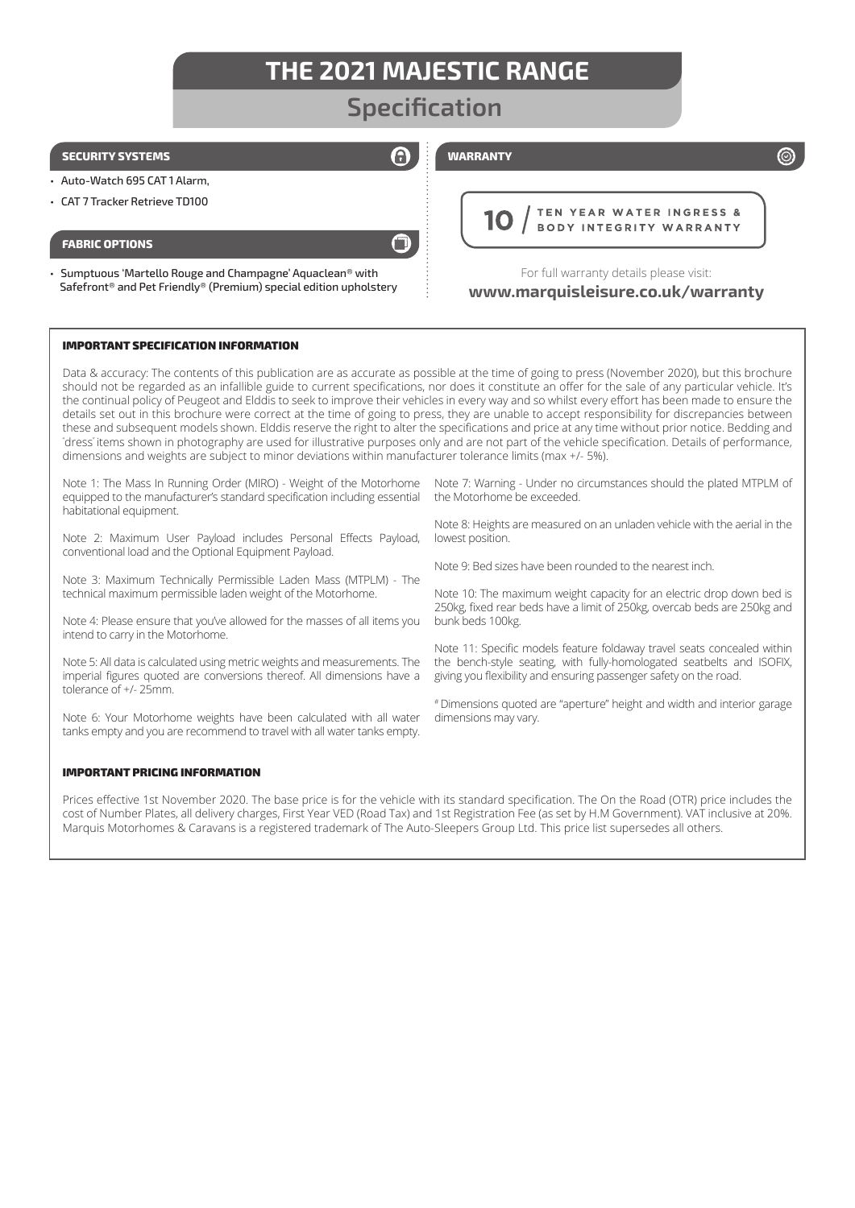# THE 2021 MAJESTIC RANGE

## Specification

### SECURITY SYSTEMS

- Auto-Watch 695 CAT 1 Alarm,
- CAT 7 Tracker Retrieve TD100

### FABRIC OPTIONS

- Sumptuous 'Martello Rouge and Champagne' Aquaclean® with Safefront® and Pet Friendly® (Premium) special edition upholstery

### WARRANTY

**10 / TEN YEAR WATER INGRESS & BODY INTEGRITY WARRANTY**

For full warranty details please visit:

**www.marquisleisure.co.uk/warranty**

### IMPORTANT SPECIFICATION INFORMATION

Data & accuracy: The contents of this publication are as accurate as possible at the time of going to press (November 2020), but this brochure should not be regarded as an infallible guide to current specifications, nor does it constitute an offer for the sale of any particular vehicle. It's the continual policy of Peugeot and Elddis to seek to improve their vehicles in every way and so whilst every effort has been made to ensure the details set out in this brochure were correct at the time of going to press, they are unable to accept responsibility for discrepancies between these and subsequent models shown. Elddis reserve the right to alter the specifications and price at any time without prior notice. Bedding and 'dress' items shown in photography are used for illustrative purposes only and are not part of the vehicle specification. Details of performance, dimensions and weights are subject to minor deviations within manufacturer tolerance limits (max +/- 5%).

Note 1: The Mass In Running Order (MIRO) - Weight of the Motorhome equipped to the manufacturer's standard specification including essential habitational equipment.

Note 2: Maximum User Payload includes Personal Effects Payload, conventional load and the Optional Equipment Payload.

Note 3: Maximum Technically Permissible Laden Mass (MTPLM) - The technical maximum permissible laden weight of the Motorhome.

Note 4: Please ensure that you've allowed for the masses of all items you intend to carry in the Motorhome.

Note 5: All data is calculated using metric weights and measurements. The imperial figures quoted are conversions thereof. All dimensions have a tolerance of +/- 25mm.

Note 6: Your Motorhome weights have been calculated with all water tanks empty and you are recommend to travel with all water tanks empty.

Note 7: Warning - Under no circumstances should the plated MTPLM of the Motorhome be exceeded.

Note 8: Heights are measured on an unladen vehicle with the aerial in the lowest position.

Note 9: Bed sizes have been rounded to the nearest inch.

Note 10: The maximum weight capacity for an electric drop down bed is 250kg, fixed rear beds have a limit of 250kg, overcab beds are 250kg and bunk beds 100kg.

Note 11: Specific models feature foldaway travel seats concealed within the bench-style seating, with fully-homologated seatbelts and ISOFIX, giving you flexibility and ensuring passenger safety on the road.

# Dimensions quoted are "aperture" height and width and interior garage dimensions may vary.

### IMPORTANT PRICING INFORMATION

Prices effective 1st November 2020. The base price is for the vehicle with its standard specification. The On the Road (OTR) price includes the cost of Number Plates, all delivery charges, First Year VED (Road Tax) and 1st Registration Fee (as set by H.M Government). VAT inclusive at 20%. Marquis Motorhomes & Caravans is a registered trademark of The Auto-Sleepers Group Ltd. This price list supersedes all others.